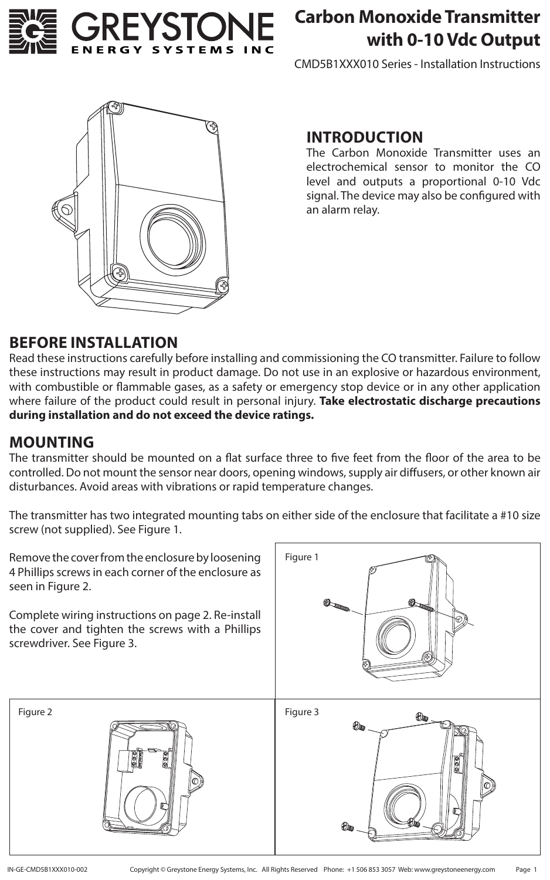# Carbon Monoxide Transmitter with 0-10 Vdc Output

CMD5B1XXX010 Series - Installation Instructions

## INTRODUCTION

The Carbon Monoxide Transmitter uses an electrochemical sensor to monitor the CO level and outputs a proportional 0-10 Vdc signal. The device may also be configured with an alarm relay.

## BEFORE INSTALLATION

Read these instructions carefully before installing and commissioning the CO transmitter. Failure to follow these instructions may result in product damage. Do not use in an explosive or hazardous environment, with combustible or flammable gases, as a safety or emergency stop device or in any other application where failure of the product could result in personal injury. **Take electrostatic discharge precautions during installation and do not exceed the device ratings.**

## MOUNTING

The transmitter should be mounted on a flat surface three to five feet from the floor of the area to be controlled. Do not mount the sensor near doors, opening windows, supply air diffusers, or other known air disturbances. Avoid areas with vibrations or rapid temperature changes.

The transmitter has two integrated mounting tabs on either side of the enclosure that facilitate a #10 size screw (not supplied). See Figure 1.

Remove the cover from the enclosure by loosening 4 Phillips screws in each corner of the enclosure as seen in Figure 2.

Complete wiring instructions on page 2. Re-install the cover and tighten the screws with a Phillips screwdriver. See Figure 3.

Figure 1

Figure 2

Figure 3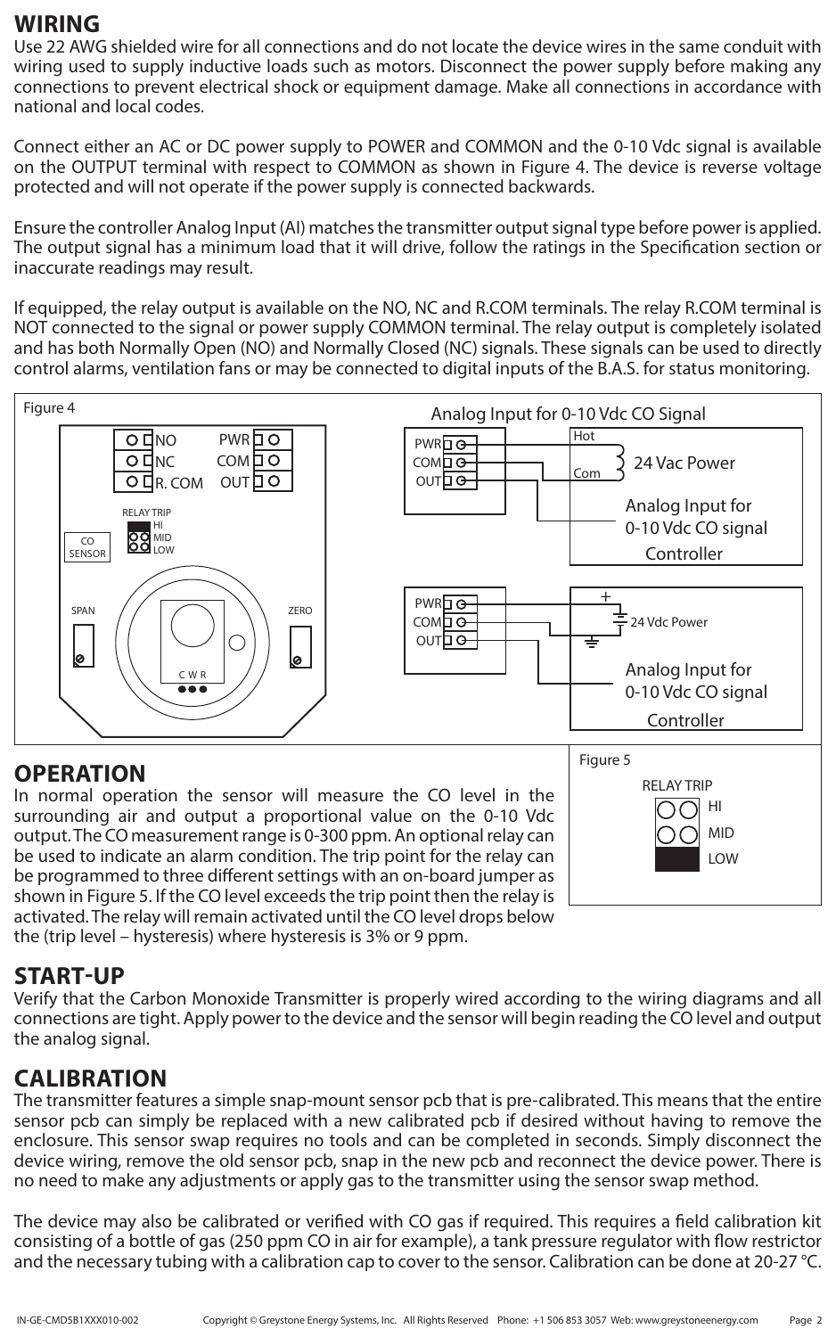## WIRING

Use 22 AWG shielded wire for all connections and do not locate the device wires in the same conduit with wiring used to supply inductive loads such as motors. Disconnect the power supply before making any connections to prevent electrical shock or equipment damage. Make all connections in accordance with national and local codes.

Connect either an AC or DC power supply to POWER and COMMON and the 0-10 Vdc signal is available on the OUTPUT terminal with respect to COMMON as shown in Figure 4. The device is reverse voltage protected and will not operate if the power supply is connected backwards.

Ensure the controller Analog Input (AI) matches the transmitter output signal type before power is applied. The output signal has a minimum load that it will drive, follow the ratings in the Specification section or inaccurate readings may result.

If equipped, the relay output is available on the NO, NC and R.COM terminals. The relay R.COM terminal is NOT connected to the signal or power supply COMMON terminal. The relay output is completely isolated and has both Normally Open (NO) and Normally Closed (NC) signals. These signals can be used to directly control alarms, ventilation fans or may be connected to digital inputs of the B.A.S. for status monitoring.

Figure 4

NO
NC
R. COM
PWR
COM
OUT
RELAY TRIP
HI
MID
LOW
CO SENSOR
SPAN
ZERO
C W R

Analog Input for 0-10 Vdc CO Signal

PWR
COM
OUT
Hot
Com
24 Vac Power
Analog Input for 0-10 Vdc CO signal
Controller

PWR
COM
OUT
+
24 Vdc Power
Analog Input for 0-10 Vdc CO signal
Controller

## OPERATION

In normal operation the sensor will measure the CO level in the surrounding air and output a proportional value on the 0-10 Vdc output. The CO measurement range is 0-300 ppm. An optional relay can be used to indicate an alarm condition. The trip point for the relay can be programmed to three different settings with an on-board jumper as shown in Figure 5. If the CO level exceeds the trip point then the relay is activated. The relay will remain activated until the CO level drops below the (trip level – hysteresis) where hysteresis is 3% or 9 ppm.

Figure 5

RELAY TRIP
HI
MID
LOW

## START-UP

Verify that the Carbon Monoxide Transmitter is properly wired according to the wiring diagrams and all connections are tight. Apply power to the device and the sensor will begin reading the CO level and output the analog signal.

## CALIBRATION

The transmitter features a simple snap-mount sensor pcb that is pre-calibrated. This means that the entire sensor pcb can simply be replaced with a new calibrated pcb if desired without having to remove the enclosure. This sensor swap requires no tools and can be completed in seconds. Simply disconnect the device wiring, remove the old sensor pcb, snap in the new pcb and reconnect the device power. There is no need to make any adjustments or apply gas to the transmitter using the sensor swap method.

The device may also be calibrated or verified with CO gas if required. This requires a field calibration kit consisting of a bottle of gas (250 ppm CO in air for example), a tank pressure regulator with flow restrictor and the necessary tubing with a calibration cap to cover to the sensor. Calibration can be done at 20-27 °C.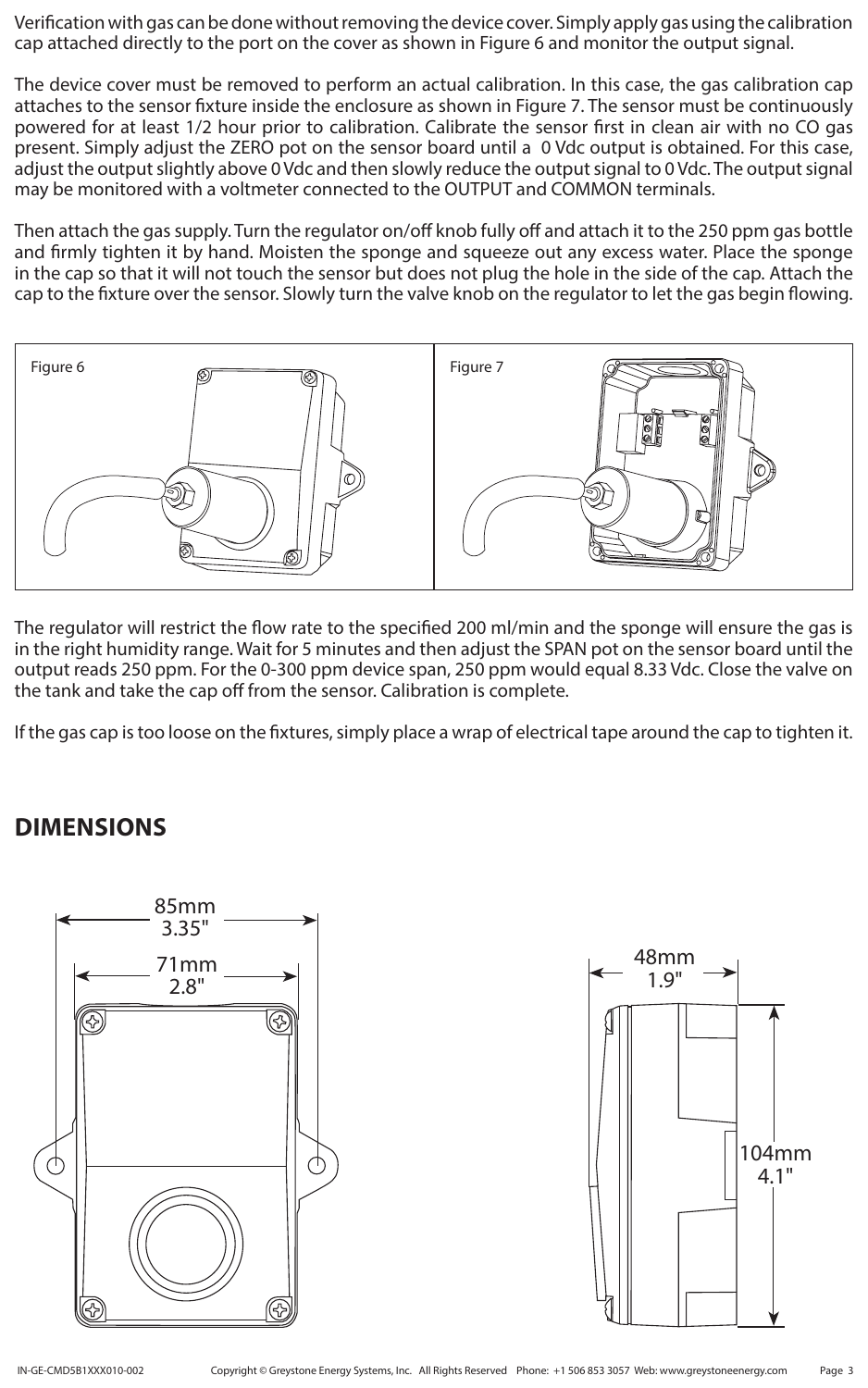Verification with gas can be done without removing the device cover. Simply apply gas using the calibration cap attached directly to the port on the cover as shown in Figure 6 and monitor the output signal.

The device cover must be removed to perform an actual calibration. In this case, the gas calibration cap attaches to the sensor fixture inside the enclosure as shown in Figure 7. The sensor must be continuously powered for at least 1/2 hour prior to calibration. Calibrate the sensor first in clean air with no CO gas present. Simply adjust the ZERO pot on the sensor board until a 0 Vdc output is obtained. For this case, adjust the output slightly above 0 Vdc and then slowly reduce the output signal to 0 Vdc. The output signal may be monitored with a voltmeter connected to the OUTPUT and COMMON terminals.

Then attach the gas supply. Turn the regulator on/off knob fully off and attach it to the 250 ppm gas bottle and firmly tighten it by hand. Moisten the sponge and squeeze out any excess water. Place the sponge in the cap so that it will not touch the sensor but does not plug the hole in the side of the cap. Attach the cap to the fixture over the sensor. Slowly turn the valve knob on the regulator to let the gas begin flowing.

Figure 6

Figure 7

The regulator will restrict the flow rate to the specified 200 ml/min and the sponge will ensure the gas is in the right humidity range. Wait for 5 minutes and then adjust the SPAN pot on the sensor board until the output reads 250 ppm. For the 0-300 ppm device span, 250 ppm would equal 8.33 Vdc. Close the valve on the tank and take the cap off from the sensor. Calibration is complete.

If the gas cap is too loose on the fixtures, simply place a wrap of electrical tape around the cap to tighten it.

## DIMENSIONS

85mm
3.35"

71mm
2.8"

48mm
1.9"

104mm
4.1"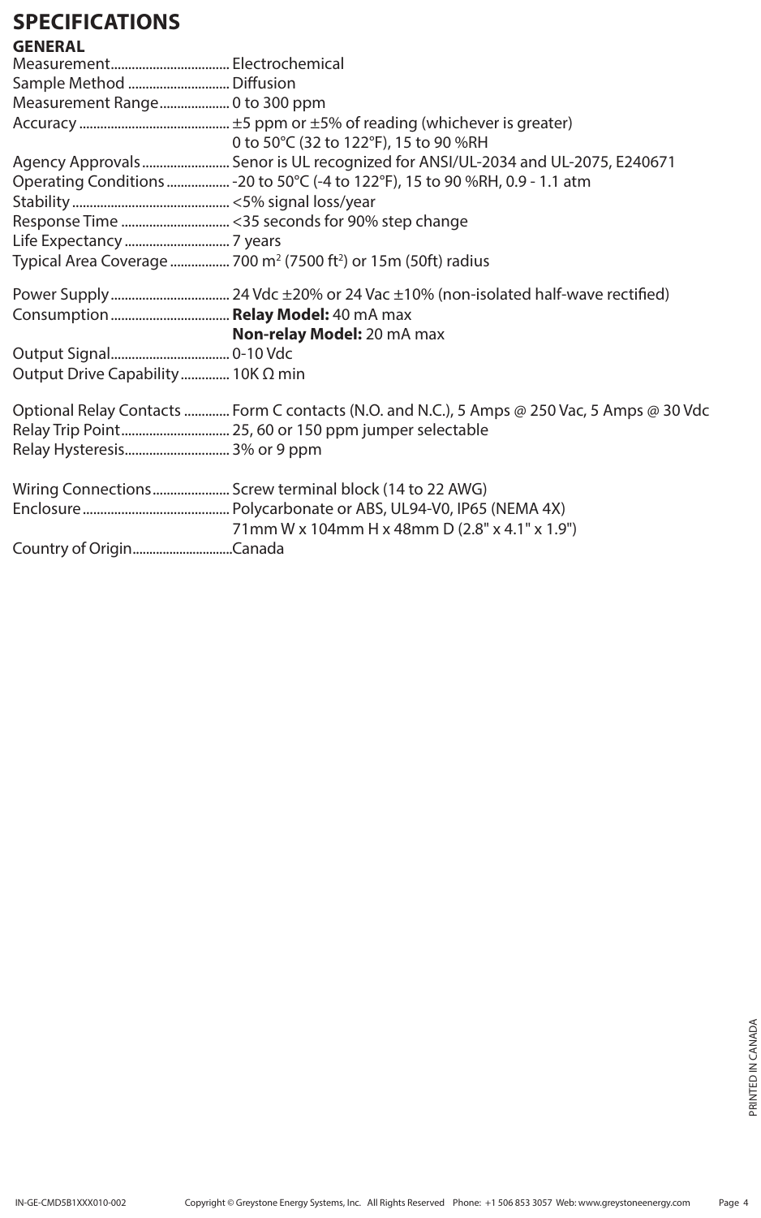# SPECIFICATIONS

## GENERAL

| | |
|---|---|
| Measurement | Electrochemical |
| Sample Method | Diffusion |
| Measurement Range | 0 to 300 ppm |
| Accuracy | ±5 ppm or ±5% of reading (whichever is greater)<br>0 to 50°C (32 to 122°F), 15 to 90 %RH |
| Agency Approvals | Senor is UL recognized for ANSI/UL-2034 and UL-2075, E240671 |
| Operating Conditions | -20 to 50°C (-4 to 122°F), 15 to 90 %RH, 0.9 - 1.1 atm |
| Stability | <5% signal loss/year |
| Response Time | <35 seconds for 90% step change |
| Life Expectancy | 7 years |
| Typical Area Coverage | 700 m$^2$ (7500 ft$^2$) or 15m (50ft) radius |
| Power Supply | 24 Vdc ±20% or 24 Vac ±10% (non-isolated half-wave rectified) |
| Consumption | **Relay Model:** 40 mA max<br>**Non-relay Model:** 20 mA max |
| Output Signal | 0-10 Vdc |
| Output Drive Capability | 10K Ω min |
| Optional Relay Contacts | Form C contacts (N.O. and N.C.), 5 Amps @ 250 Vac, 5 Amps @ 30 Vdc |
| Relay Trip Point | 25, 60 or 150 ppm jumper selectable |
| Relay Hysteresis | 3% or 9 ppm |
| Wiring Connections | Screw terminal block (14 to 22 AWG) |
| Enclosure | Polycarbonate or ABS, UL94-V0, IP65 (NEMA 4X)<br>71mm W x 104mm H x 48mm D (2.8" x 4.1" x 1.9") |
| Country of Origin | Canada |